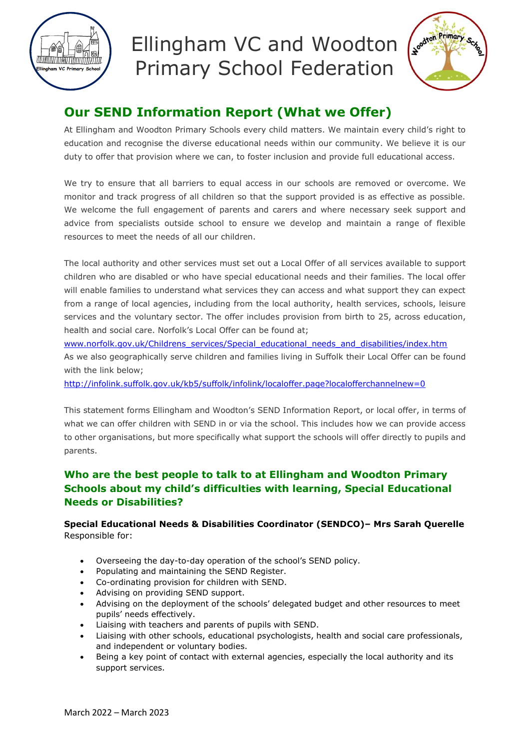# Ellingham VC and Woodton Primary School Federation

## Our SEND Information Report (What we Offer)

At Ellingham and Woodton Primary Schools every child matters. We maintain every child's right to education and recognise the diverse educational needs within our community. We believe it is our duty to offer that provision where we can, to foster inclusion and provide full educational access.

We try to ensure that all barriers to equal access in our schools are removed or overcome. We monitor and track progress of all children so that the support provided is as effective as possible. We welcome the full engagement of parents and carers and where necessary seek support and advice from specialists outside school to ensure we develop and maintain a range of flexible resources to meet the needs of all our children.

The local authority and other services must set out a Local Offer of all services available to support children who are disabled or who have special educational needs and their families. The local offer will enable families to understand what services they can access and what support they can expect from a range of local agencies, including from the local authority, health services, schools, leisure services and the voluntary sector. The offer includes provision from birth to 25, across education, health and social care. Norfolk's Local Offer can be found at;
www.norfolk.gov.uk/Childrens_services/Special_educational_needs_and_disabilities/index.htm
As we also geographically serve children and families living in Suffolk their Local Offer can be found with the link below;
http://infolink.suffolk.gov.uk/kb5/suffolk/infolink/localoffer.page?localofferchannelnew=0

This statement forms Ellingham and Woodton's SEND Information Report, or local offer, in terms of what we can offer children with SEND in or via the school. This includes how we can provide access to other organisations, but more specifically what support the schools will offer directly to pupils and parents.

### Who are the best people to talk to at Ellingham and Woodton Primary Schools about my child's difficulties with learning, Special Educational Needs or Disabilities?

**Special Educational Needs & Disabilities Coordinator (SENDCO)– Mrs Sarah Querelle**
Responsible for:

- Overseeing the day-to-day operation of the school's SEND policy.
- Populating and maintaining the SEND Register.
- Co-ordinating provision for children with SEND.
- Advising on providing SEND support.
- Advising on the deployment of the schools' delegated budget and other resources to meet pupils' needs effectively.
- Liaising with teachers and parents of pupils with SEND.
- Liaising with other schools, educational psychologists, health and social care professionals, and independent or voluntary bodies.
- Being a key point of contact with external agencies, especially the local authority and its support services.

March 2022 – March 2023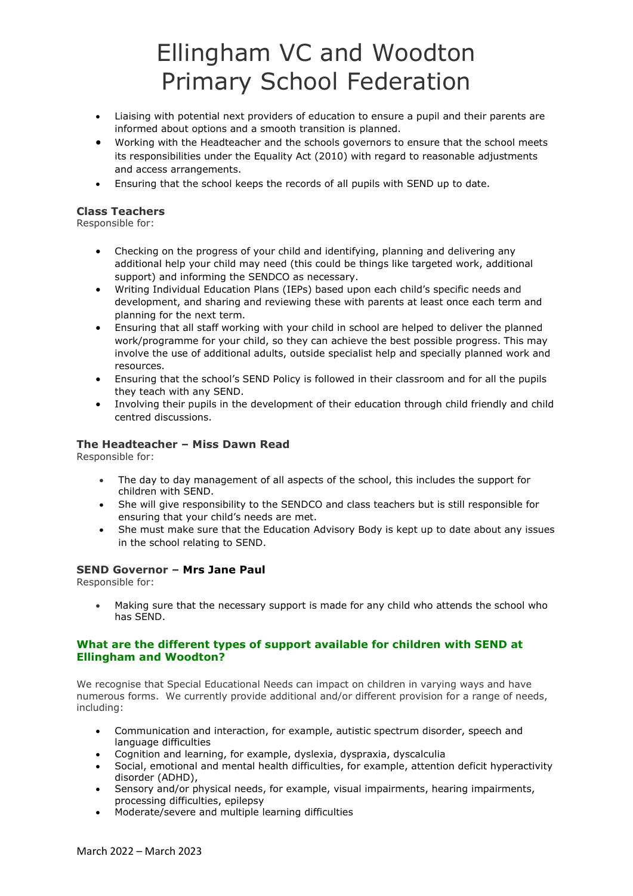- Liaising with potential next providers of education to ensure a pupil and their parents are informed about options and a smooth transition is planned.
- Working with the Headteacher and the schools governors to ensure that the school meets its responsibilities under the Equality Act (2010) with regard to reasonable adjustments and access arrangements.
- Ensuring that the school keeps the records of all pupils with SEND up to date.

**Class Teachers**
Responsible for:

- Checking on the progress of your child and identifying, planning and delivering any additional help your child may need (this could be things like targeted work, additional support) and informing the SENDCO as necessary.
- Writing Individual Education Plans (IEPs) based upon each child's specific needs and development, and sharing and reviewing these with parents at least once each term and planning for the next term.
- Ensuring that all staff working with your child in school are helped to deliver the planned work/programme for your child, so they can achieve the best possible progress. This may involve the use of additional adults, outside specialist help and specially planned work and resources.
- Ensuring that the school's SEND Policy is followed in their classroom and for all the pupils they teach with any SEND.
- Involving their pupils in the development of their education through child friendly and child centred discussions.

**The Headteacher – Miss Dawn Read**
Responsible for:

- The day to day management of all aspects of the school, this includes the support for children with SEND.
- She will give responsibility to the SENDCO and class teachers but is still responsible for ensuring that your child's needs are met.
- She must make sure that the Education Advisory Body is kept up to date about any issues in the school relating to SEND.

**SEND Governor – Mrs Jane Paul**
Responsible for:

- Making sure that the necessary support is made for any child who attends the school who has SEND.

### What are the different types of support available for children with SEND at Ellingham and Woodton?

We recognise that Special Educational Needs can impact on children in varying ways and have numerous forms. We currently provide additional and/or different provision for a range of needs, including:

- Communication and interaction, for example, autistic spectrum disorder, speech and language difficulties
- Cognition and learning, for example, dyslexia, dyspraxia, dyscalculia
- Social, emotional and mental health difficulties, for example, attention deficit hyperactivity disorder (ADHD),
- Sensory and/or physical needs, for example, visual impairments, hearing impairments, processing difficulties, epilepsy
- Moderate/severe and multiple learning difficulties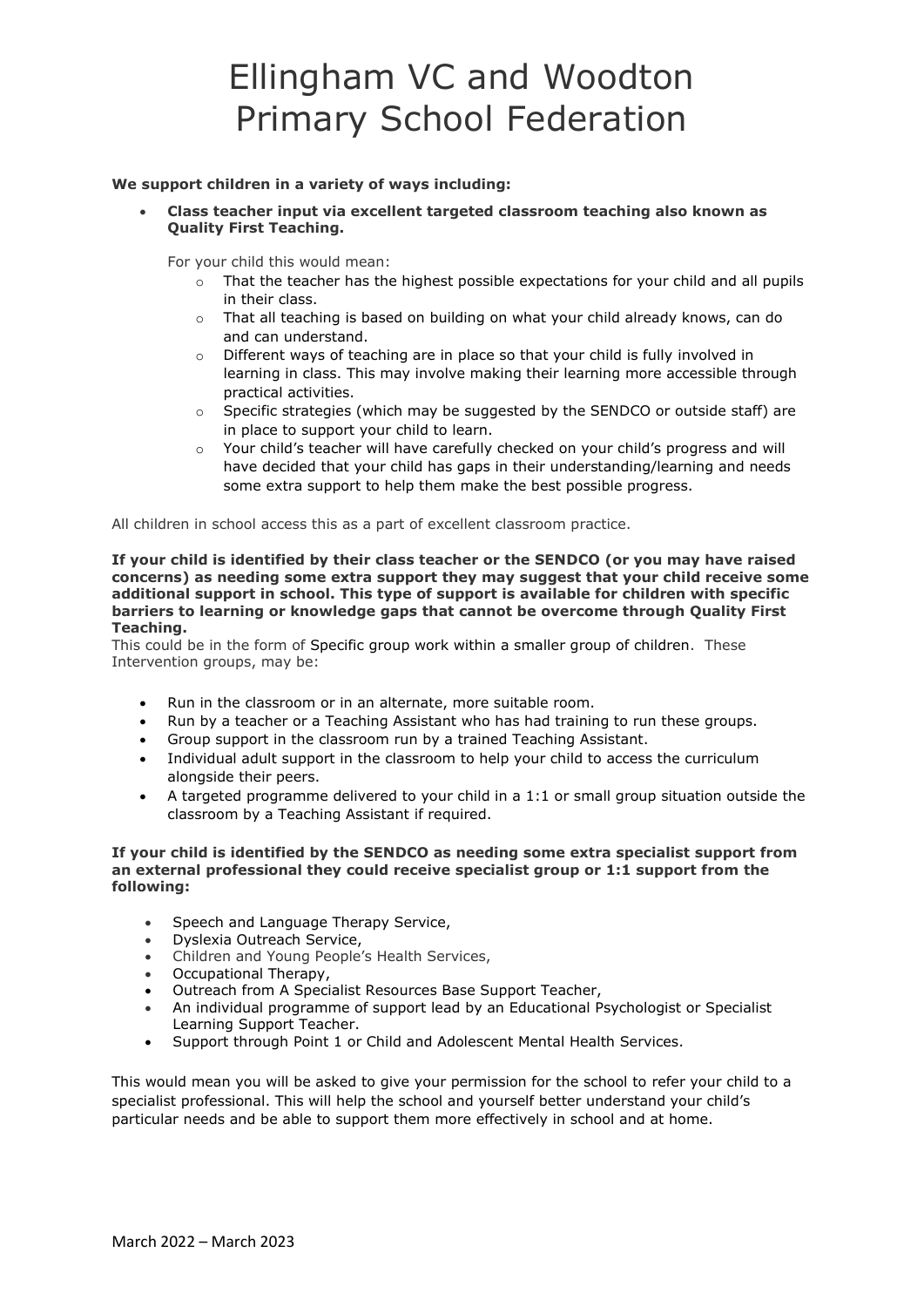# Ellingham VC and Woodton Primary School Federation

**We support children in a variety of ways including:**

- **Class teacher input via excellent targeted classroom teaching also known as Quality First Teaching.**

  For your child this would mean:
  - That the teacher has the highest possible expectations for your child and all pupils in their class.
  - That all teaching is based on building on what your child already knows, can do and can understand.
  - Different ways of teaching are in place so that your child is fully involved in learning in class. This may involve making their learning more accessible through practical activities.
  - Specific strategies (which may be suggested by the SENDCO or outside staff) are in place to support your child to learn.
  - Your child's teacher will have carefully checked on your child's progress and will have decided that your child has gaps in their understanding/learning and needs some extra support to help them make the best possible progress.

All children in school access this as a part of excellent classroom practice.

**If your child is identified by their class teacher or the SENDCO (or you may have raised concerns) as needing some extra support they may suggest that your child receive some additional support in school. This type of support is available for children with specific barriers to learning or knowledge gaps that cannot be overcome through Quality First Teaching.**

This could be in the form of Specific group work within a smaller group of children. These Intervention groups, may be:

- Run in the classroom or in an alternate, more suitable room.
- Run by a teacher or a Teaching Assistant who has had training to run these groups.
- Group support in the classroom run by a trained Teaching Assistant.
- Individual adult support in the classroom to help your child to access the curriculum alongside their peers.
- A targeted programme delivered to your child in a 1:1 or small group situation outside the classroom by a Teaching Assistant if required.

**If your child is identified by the SENDCO as needing some extra specialist support from an external professional they could receive specialist group or 1:1 support from the following:**

- Speech and Language Therapy Service,
- Dyslexia Outreach Service,
- Children and Young People's Health Services,
- Occupational Therapy,
- Outreach from A Specialist Resources Base Support Teacher,
- An individual programme of support lead by an Educational Psychologist or Specialist Learning Support Teacher.
- Support through Point 1 or Child and Adolescent Mental Health Services.

This would mean you will be asked to give your permission for the school to refer your child to a specialist professional. This will help the school and yourself better understand your child's particular needs and be able to support them more effectively in school and at home.

March 2022 – March 2023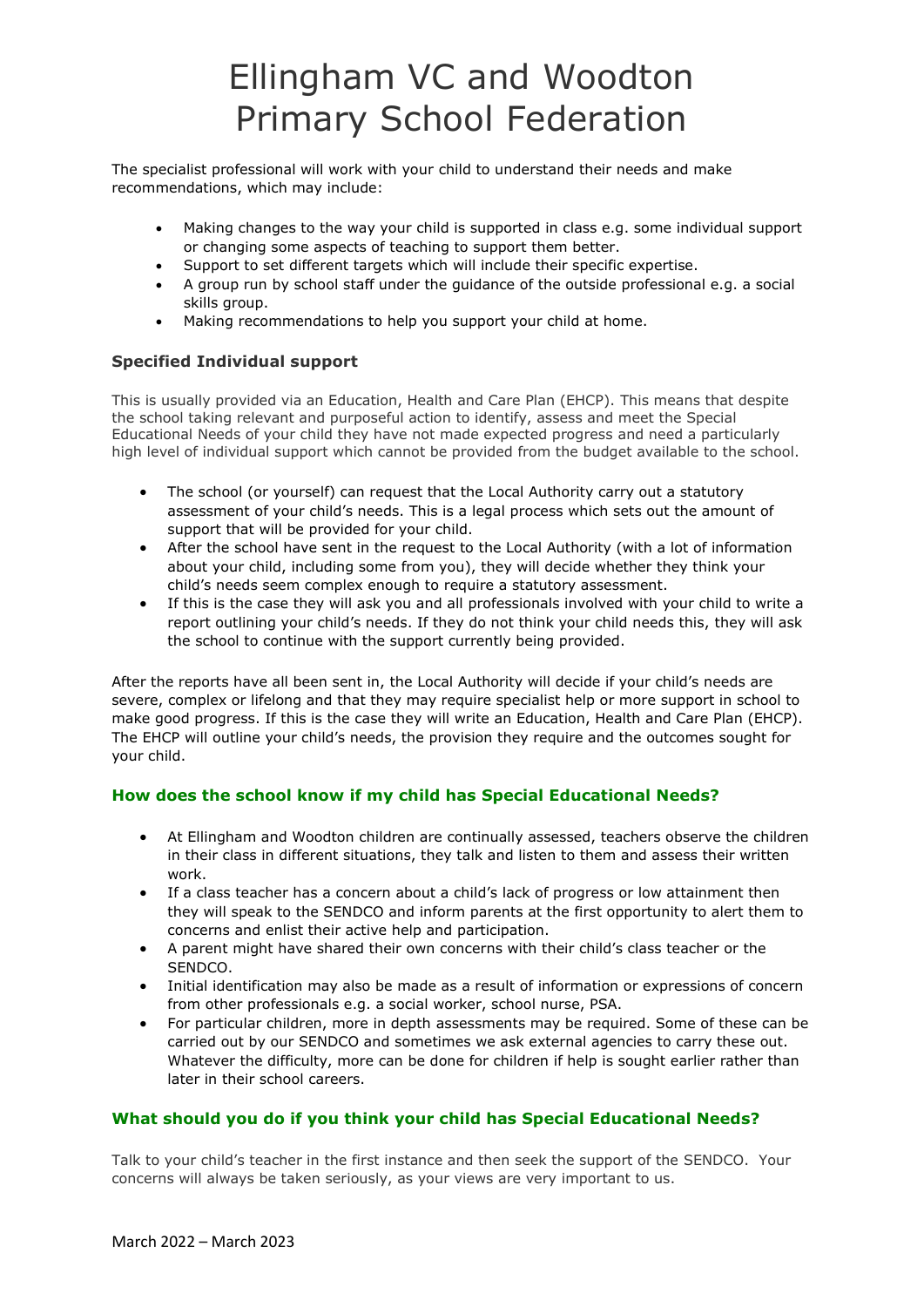The specialist professional will work with your child to understand their needs and make recommendations, which may include:

- Making changes to the way your child is supported in class e.g. some individual support or changing some aspects of teaching to support them better.
- Support to set different targets which will include their specific expertise.
- A group run by school staff under the guidance of the outside professional e.g. a social skills group.
- Making recommendations to help you support your child at home.

### Specified Individual support

This is usually provided via an Education, Health and Care Plan (EHCP). This means that despite the school taking relevant and purposeful action to identify, assess and meet the Special Educational Needs of your child they have not made expected progress and need a particularly high level of individual support which cannot be provided from the budget available to the school.

- The school (or yourself) can request that the Local Authority carry out a statutory assessment of your child's needs. This is a legal process which sets out the amount of support that will be provided for your child.
- After the school have sent in the request to the Local Authority (with a lot of information about your child, including some from you), they will decide whether they think your child's needs seem complex enough to require a statutory assessment.
- If this is the case they will ask you and all professionals involved with your child to write a report outlining your child's needs. If they do not think your child needs this, they will ask the school to continue with the support currently being provided.

After the reports have all been sent in, the Local Authority will decide if your child's needs are severe, complex or lifelong and that they may require specialist help or more support in school to make good progress. If this is the case they will write an Education, Health and Care Plan (EHCP). The EHCP will outline your child's needs, the provision they require and the outcomes sought for your child.

### How does the school know if my child has Special Educational Needs?

- At Ellingham and Woodton children are continually assessed, teachers observe the children in their class in different situations, they talk and listen to them and assess their written work.
- If a class teacher has a concern about a child's lack of progress or low attainment then they will speak to the SENDCO and inform parents at the first opportunity to alert them to concerns and enlist their active help and participation.
- A parent might have shared their own concerns with their child's class teacher or the SENDCO.
- Initial identification may also be made as a result of information or expressions of concern from other professionals e.g. a social worker, school nurse, PSA.
- For particular children, more in depth assessments may be required. Some of these can be carried out by our SENDCO and sometimes we ask external agencies to carry these out. Whatever the difficulty, more can be done for children if help is sought earlier rather than later in their school careers.

### What should you do if you think your child has Special Educational Needs?

Talk to your child's teacher in the first instance and then seek the support of the SENDCO. Your concerns will always be taken seriously, as your views are very important to us.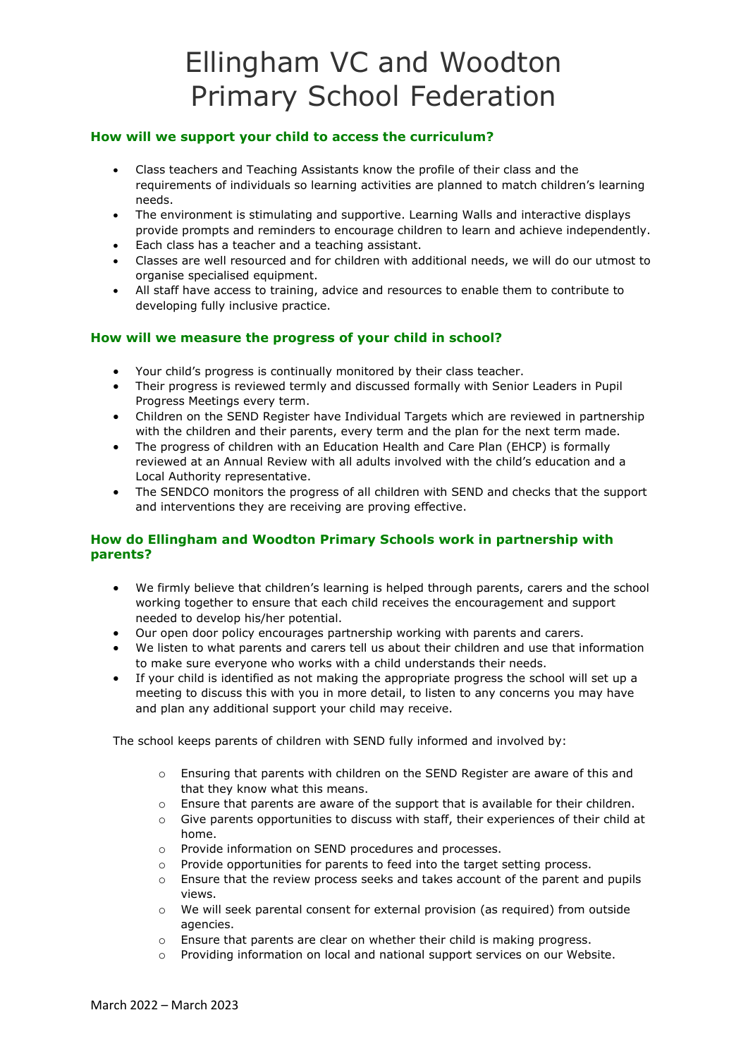# Ellingham VC and Woodton Primary School Federation

### How will we support your child to access the curriculum?

- Class teachers and Teaching Assistants know the profile of their class and the requirements of individuals so learning activities are planned to match children's learning needs.
- The environment is stimulating and supportive. Learning Walls and interactive displays provide prompts and reminders to encourage children to learn and achieve independently.
- Each class has a teacher and a teaching assistant.
- Classes are well resourced and for children with additional needs, we will do our utmost to organise specialised equipment.
- All staff have access to training, advice and resources to enable them to contribute to developing fully inclusive practice.

### How will we measure the progress of your child in school?

- Your child's progress is continually monitored by their class teacher.
- Their progress is reviewed termly and discussed formally with Senior Leaders in Pupil Progress Meetings every term.
- Children on the SEND Register have Individual Targets which are reviewed in partnership with the children and their parents, every term and the plan for the next term made.
- The progress of children with an Education Health and Care Plan (EHCP) is formally reviewed at an Annual Review with all adults involved with the child's education and a Local Authority representative.
- The SENDCO monitors the progress of all children with SEND and checks that the support and interventions they are receiving are proving effective.

### How do Ellingham and Woodton Primary Schools work in partnership with parents?

- We firmly believe that children's learning is helped through parents, carers and the school working together to ensure that each child receives the encouragement and support needed to develop his/her potential.
- Our open door policy encourages partnership working with parents and carers.
- We listen to what parents and carers tell us about their children and use that information to make sure everyone who works with a child understands their needs.
- If your child is identified as not making the appropriate progress the school will set up a meeting to discuss this with you in more detail, to listen to any concerns you may have and plan any additional support your child may receive.

The school keeps parents of children with SEND fully informed and involved by:

- Ensuring that parents with children on the SEND Register are aware of this and that they know what this means.
- Ensure that parents are aware of the support that is available for their children.
- Give parents opportunities to discuss with staff, their experiences of their child at home.
- Provide information on SEND procedures and processes.
- Provide opportunities for parents to feed into the target setting process.
- Ensure that the review process seeks and takes account of the parent and pupils views.
- We will seek parental consent for external provision (as required) from outside agencies.
- Ensure that parents are clear on whether their child is making progress.
- Providing information on local and national support services on our Website.

March 2022 – March 2023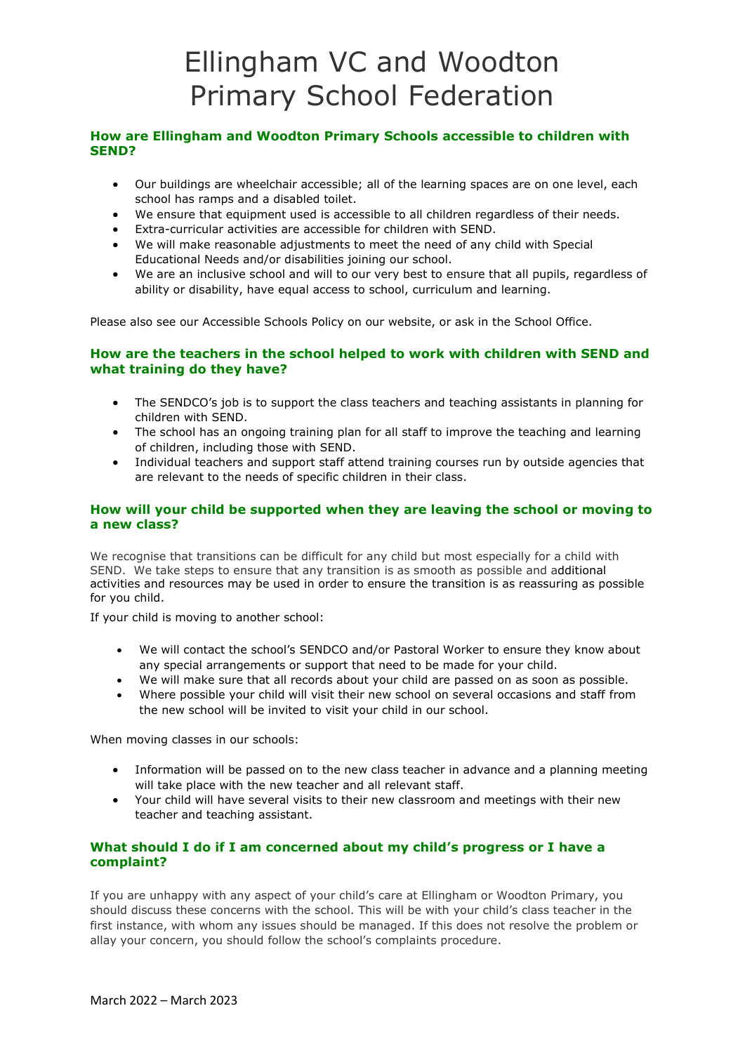# Ellingham VC and Woodton Primary School Federation

### How are Ellingham and Woodton Primary Schools accessible to children with SEND?

- Our buildings are wheelchair accessible; all of the learning spaces are on one level, each school has ramps and a disabled toilet.
- We ensure that equipment used is accessible to all children regardless of their needs.
- Extra-curricular activities are accessible for children with SEND.
- We will make reasonable adjustments to meet the need of any child with Special Educational Needs and/or disabilities joining our school.
- We are an inclusive school and will to our very best to ensure that all pupils, regardless of ability or disability, have equal access to school, curriculum and learning.

Please also see our Accessible Schools Policy on our website, or ask in the School Office.

### How are the teachers in the school helped to work with children with SEND and what training do they have?

- The SENDCO's job is to support the class teachers and teaching assistants in planning for children with SEND.
- The school has an ongoing training plan for all staff to improve the teaching and learning of children, including those with SEND.
- Individual teachers and support staff attend training courses run by outside agencies that are relevant to the needs of specific children in their class.

### How will your child be supported when they are leaving the school or moving to a new class?

We recognise that transitions can be difficult for any child but most especially for a child with SEND. We take steps to ensure that any transition is as smooth as possible and additional activities and resources may be used in order to ensure the transition is as reassuring as possible for you child.

If your child is moving to another school:

- We will contact the school's SENDCO and/or Pastoral Worker to ensure they know about any special arrangements or support that need to be made for your child.
- We will make sure that all records about your child are passed on as soon as possible.
- Where possible your child will visit their new school on several occasions and staff from the new school will be invited to visit your child in our school.

When moving classes in our schools:

- Information will be passed on to the new class teacher in advance and a planning meeting will take place with the new teacher and all relevant staff.
- Your child will have several visits to their new classroom and meetings with their new teacher and teaching assistant.

### What should I do if I am concerned about my child's progress or I have a complaint?

If you are unhappy with any aspect of your child's care at Ellingham or Woodton Primary, you should discuss these concerns with the school. This will be with your child's class teacher in the first instance, with whom any issues should be managed. If this does not resolve the problem or allay your concern, you should follow the school's complaints procedure.

March 2022 – March 2023